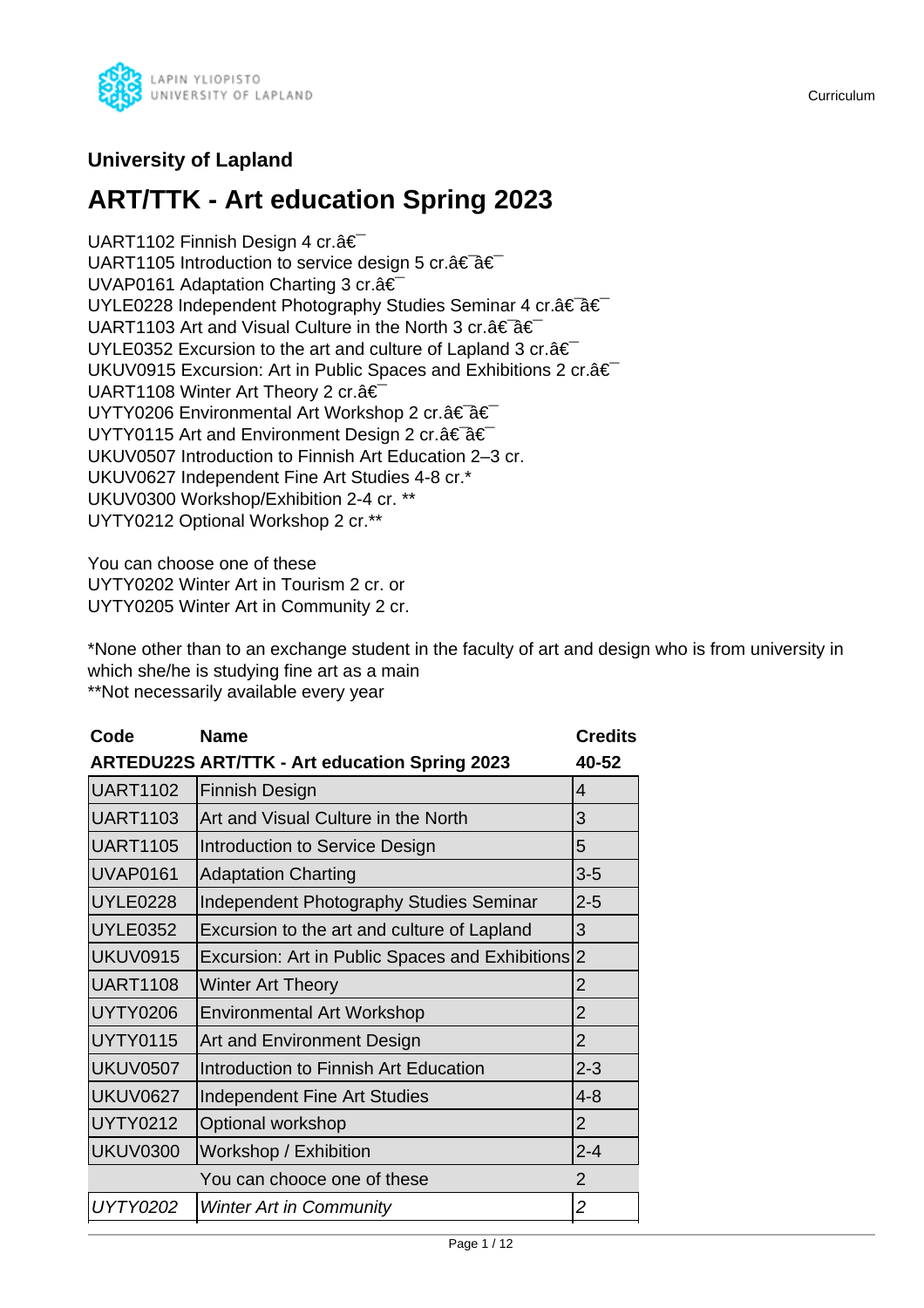## University of Lapland

# ART/TTK - Art education Spring 2023

UART1102 Finnish Design 4 cr.â€¯
UART1105 Introduction to service design 5 cr.â€¯â€¯
UVAP0161 Adaptation Charting 3 cr.â€¯
UYLE0228 Independent Photography Studies Seminar 4 cr.â€¯â€¯
UART1103 Art and Visual Culture in the North 3 cr.â€¯â€¯
UYLE0352 Excursion to the art and culture of Lapland 3 cr.â€¯
UKUV0915 Excursion: Art in Public Spaces and Exhibitions 2 cr.â€¯
UART1108 Winter Art Theory 2 cr.â€¯
UYTY0206 Environmental Art Workshop 2 cr.â€¯â€¯
UYTY0115 Art and Environment Design 2 cr.â€¯â€¯
UKUV0507 Introduction to Finnish Art Education 2–3 cr.
UKUV0627 Independent Fine Art Studies 4-8 cr.*
UKUV0300 Workshop/Exhibition 2-4 cr. **
UYTY0212 Optional Workshop 2 cr.**

You can choose one of these
UYTY0202 Winter Art in Tourism 2 cr. or
UYTY0205 Winter Art in Community 2 cr.

*None other than to an exchange student in the faculty of art and design who is from university in which she/he is studying fine art as a main
**Not necessarily available every year

| Code | Name | Credits |
|---|---|---|
| **ARTEDU22S** | **ART/TTK - Art education Spring 2023** | **40-52** |
| UART1102 | Finnish Design | 4 |
| UART1103 | Art and Visual Culture in the North | 3 |
| UART1105 | Introduction to Service Design | 5 |
| UVAP0161 | Adaptation Charting | 3-5 |
| UYLE0228 | Independent Photography Studies Seminar | 2-5 |
| UYLE0352 | Excursion to the art and culture of Lapland | 3 |
| UKUV0915 | Excursion: Art in Public Spaces and Exhibitions | 2 |
| UART1108 | Winter Art Theory | 2 |
| UYTY0206 | Environmental Art Workshop | 2 |
| UYTY0115 | Art and Environment Design | 2 |
| UKUV0507 | Introduction to Finnish Art Education | 2-3 |
| UKUV0627 | Independent Fine Art Studies | 4-8 |
| UYTY0212 | Optional workshop | 2 |
| UKUV0300 | Workshop / Exhibition | 2-4 |
| | You can chooce one of these | 2 |
| *UYTY0202* | *Winter Art in Community* | *2* |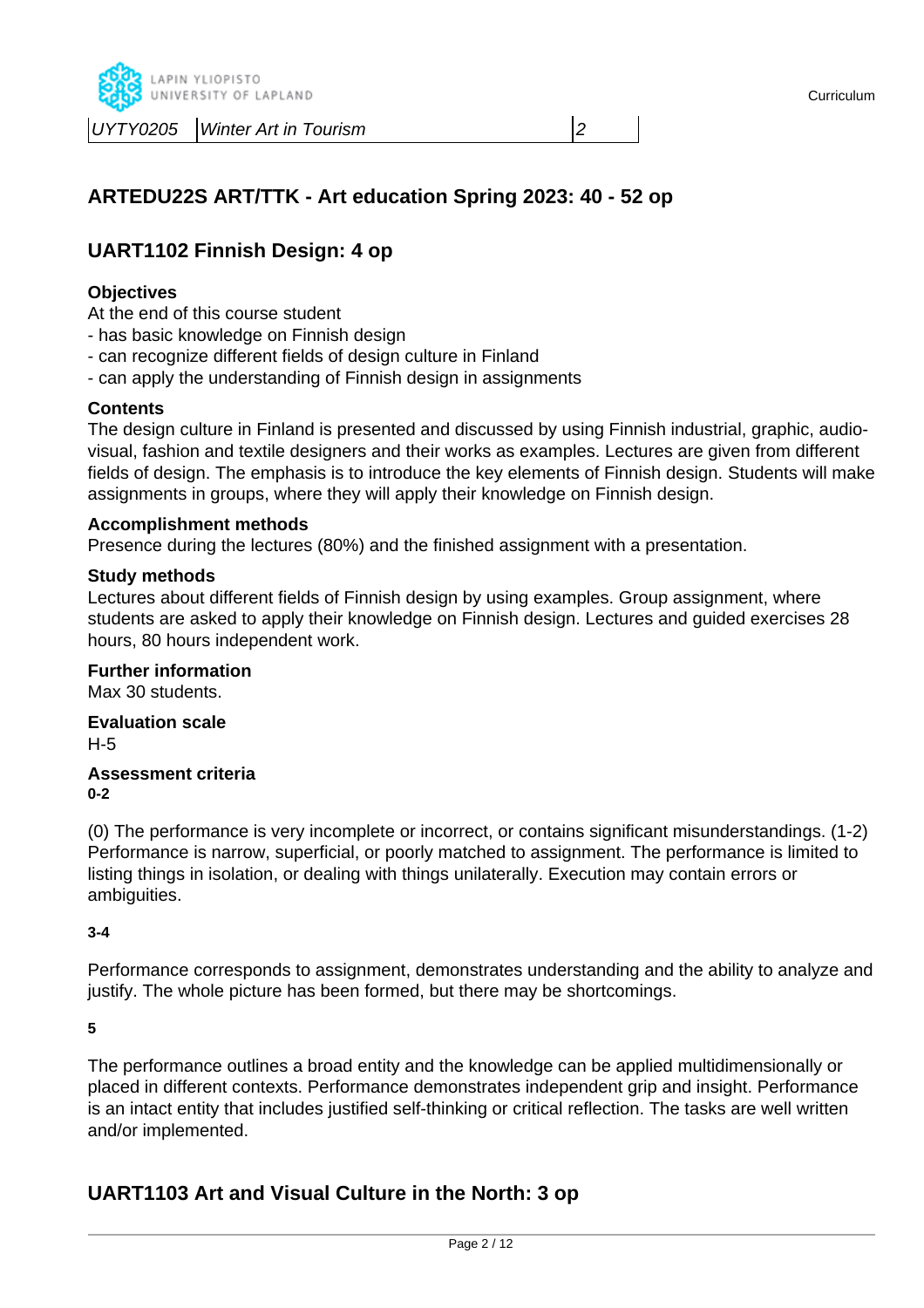| UYTY0205 | Winter Art in Tourism | 2 |
|---|---|---|

## ARTEDU22S ART/TTK - Art education Spring 2023: 40 - 52 op

## UART1102 Finnish Design: 4 op

**Objectives**

At the end of this course student
- has basic knowledge on Finnish design
- can recognize different fields of design culture in Finland
- can apply the understanding of Finnish design in assignments

**Contents**

The design culture in Finland is presented and discussed by using Finnish industrial, graphic, audio-visual, fashion and textile designers and their works as examples. Lectures are given from different fields of design. The emphasis is to introduce the key elements of Finnish design. Students will make assignments in groups, where they will apply their knowledge on Finnish design.

**Accomplishment methods**

Presence during the lectures (80%) and the finished assignment with a presentation.

**Study methods**

Lectures about different fields of Finnish design by using examples. Group assignment, where students are asked to apply their knowledge on Finnish design. Lectures and guided exercises 28 hours, 80 hours independent work.

**Further information**

Max 30 students.

**Evaluation scale**

H-5

**Assessment criteria**

**0-2**

(0) The performance is very incomplete or incorrect, or contains significant misunderstandings. (1-2) Performance is narrow, superficial, or poorly matched to assignment. The performance is limited to listing things in isolation, or dealing with things unilaterally. Execution may contain errors or ambiguities.

**3-4**

Performance corresponds to assignment, demonstrates understanding and the ability to analyze and justify. The whole picture has been formed, but there may be shortcomings.

**5**

The performance outlines a broad entity and the knowledge can be applied multidimensionally or placed in different contexts. Performance demonstrates independent grip and insight. Performance is an intact entity that includes justified self-thinking or critical reflection. The tasks are well written and/or implemented.

## UART1103 Art and Visual Culture in the North: 3 op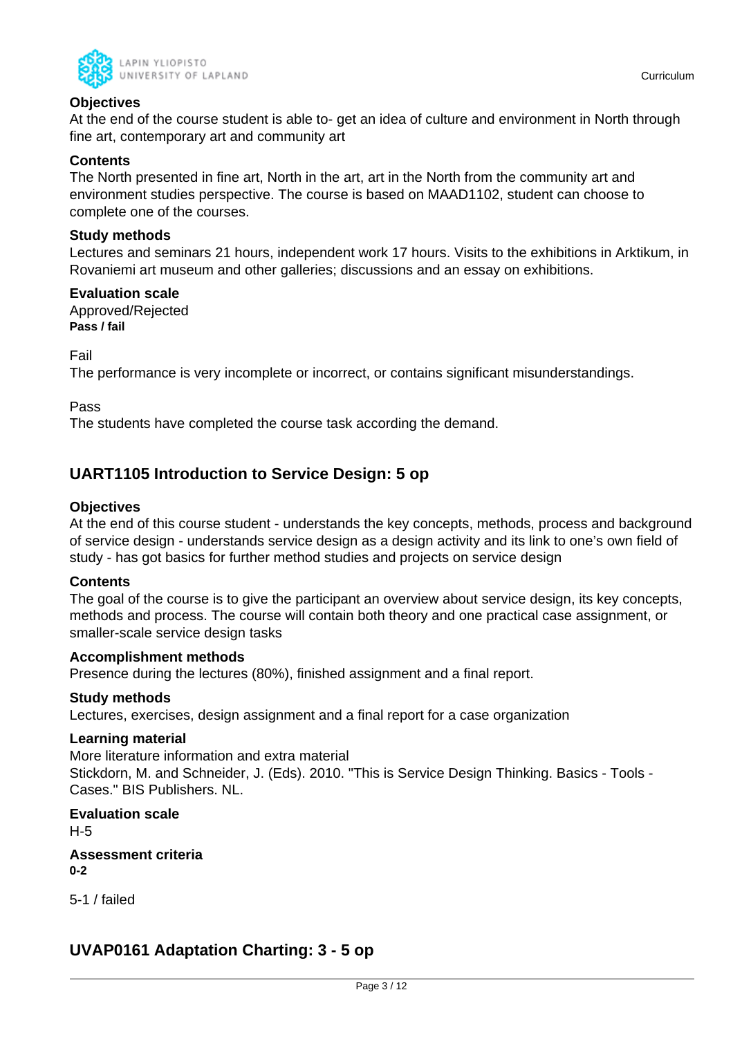### Objectives

At the end of the course student is able to- get an idea of culture and environment in North through fine art, contemporary art and community art

### Contents

The North presented in fine art, North in the art, art in the North from the community art and environment studies perspective. The course is based on MAAD1102, student can choose to complete one of the courses.

### Study methods

Lectures and seminars 21 hours, independent work 17 hours. Visits to the exhibitions in Arktikum, in Rovaniemi art museum and other galleries; discussions and an essay on exhibitions.

### Evaluation scale

Approved/Rejected

**Pass / fail**

Fail

The performance is very incomplete or incorrect, or contains significant misunderstandings.

Pass

The students have completed the course task according the demand.

## UART1105 Introduction to Service Design: 5 op

### Objectives

At the end of this course student - understands the key concepts, methods, process and background of service design - understands service design as a design activity and its link to one’s own field of study - has got basics for further method studies and projects on service design

### Contents

The goal of the course is to give the participant an overview about service design, its key concepts, methods and process. The course will contain both theory and one practical case assignment, or smaller-scale service design tasks

### Accomplishment methods

Presence during the lectures (80%), finished assignment and a final report.

### Study methods

Lectures, exercises, design assignment and a final report for a case organization

### Learning material

More literature information and extra material

Stickdorn, M. and Schneider, J. (Eds). 2010. "This is Service Design Thinking. Basics - Tools - Cases." BIS Publishers. NL.

### Evaluation scale

H-5

### Assessment criteria

**0-2**

5-1 / failed

## UVAP0161 Adaptation Charting: 3 - 5 op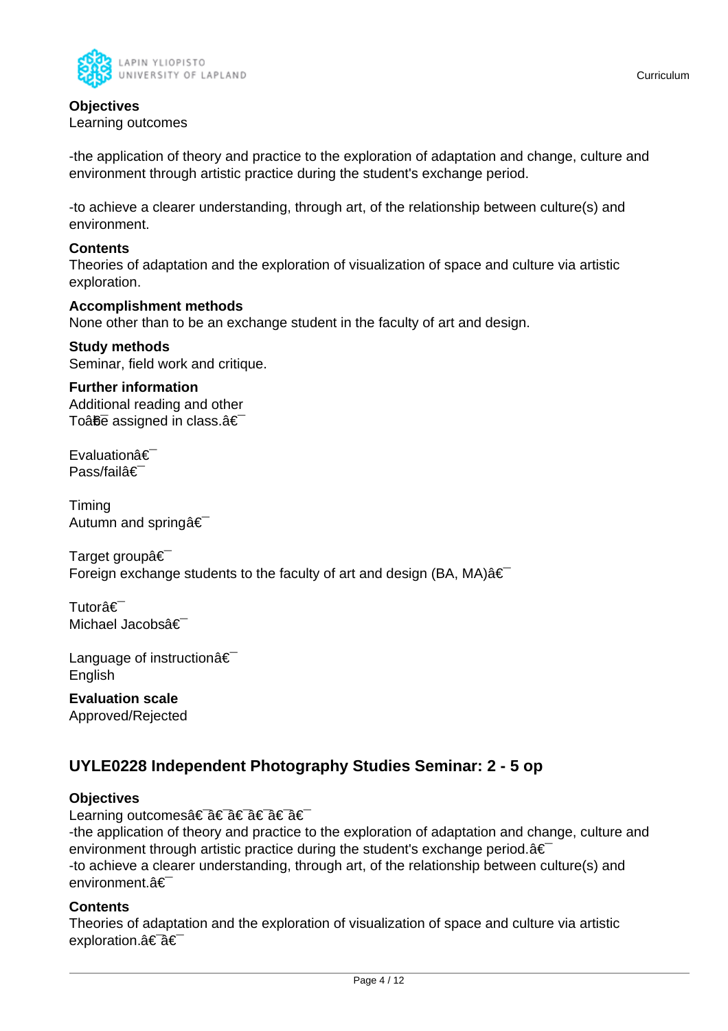**Objectives**
Learning outcomes

-the application of theory and practice to the exploration of adaptation and change, culture and environment through artistic practice during the student's exchange period.

-to achieve a clearer understanding, through art, of the relationship between culture(s) and environment.

**Contents**
Theories of adaptation and the exploration of visualization of space and culture via artistic exploration.

**Accomplishment methods**
None other than to be an exchange student in the faculty of art and design.

**Study methods**
Seminar, field work and critique.

**Further information**
Additional reading and other
Toâ€¯be assigned in class.â€¯

Evaluationâ€¯
Pass/failâ€¯

Timing
Autumn and springâ€¯

Target groupâ€¯
Foreign exchange students to the faculty of art and design (BA, MA)â€¯

Tutorâ€¯
Michael Jacobsâ€¯

Language of instructionâ€¯
English

**Evaluation scale**
Approved/Rejected

## UYLE0228 Independent Photography Studies Seminar: 2 - 5 op

**Objectives**
Learning outcomesâ€¯â€¯â€¯â€¯â€¯â€¯
-the application of theory and practice to the exploration of adaptation and change, culture and environment through artistic practice during the student's exchange period.â€¯
-to achieve a clearer understanding, through art, of the relationship between culture(s) and environment.â€¯

**Contents**
Theories of adaptation and the exploration of visualization of space and culture via artistic exploration.â€¯â€¯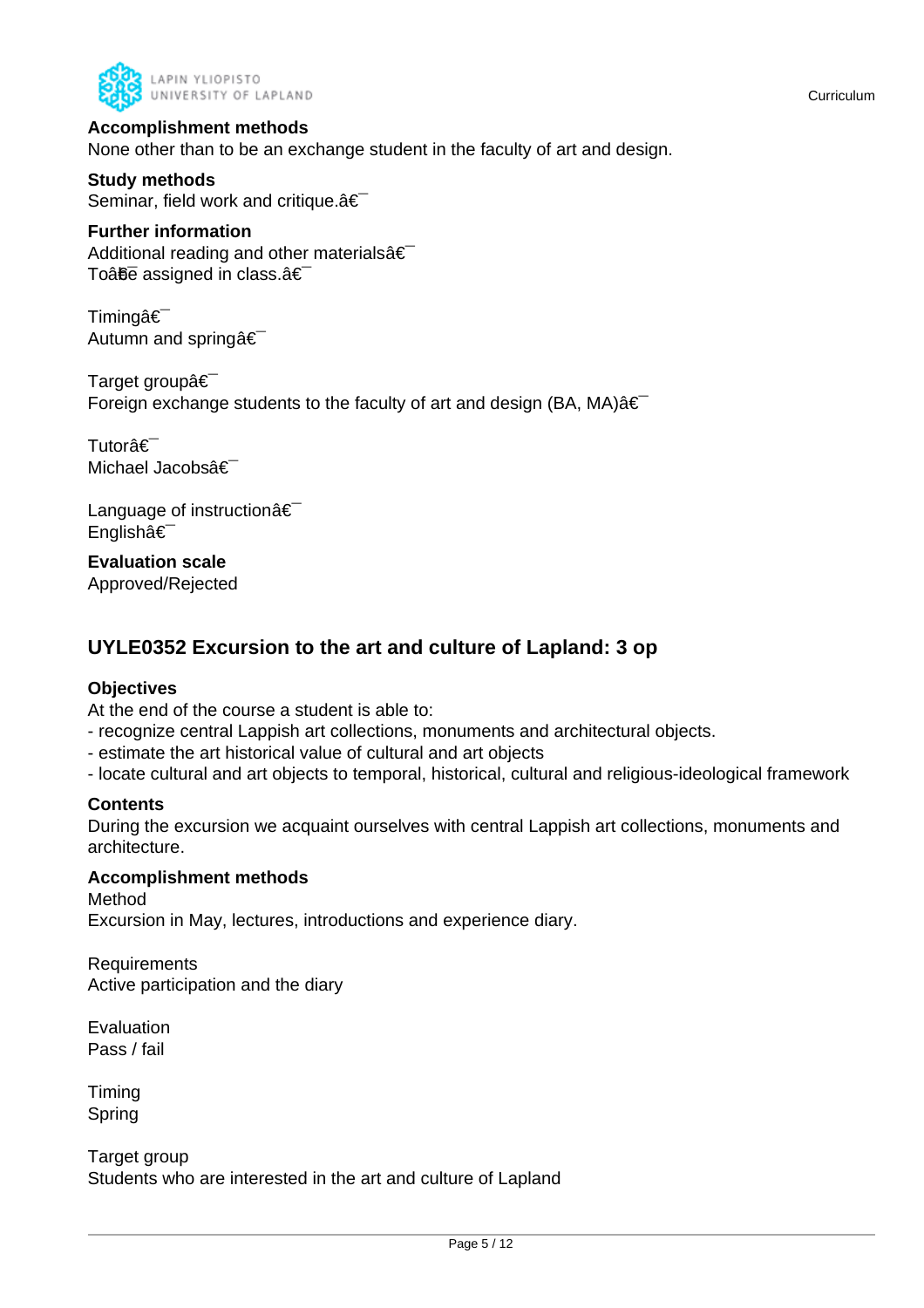**Accomplishment methods**

None other than to be an exchange student in the faculty of art and design.

**Study methods**

Seminar, field work and critique.â€¯

**Further information**

Additional reading and other materialsâ€¯
Toâ€¯be assigned in class.â€¯

Timingâ€¯
Autumn and springâ€¯

Target groupâ€¯
Foreign exchange students to the faculty of art and design (BA, MA)â€¯

Tutorâ€¯
Michael Jacobsâ€¯

Language of instructionâ€¯
Englishâ€¯

**Evaluation scale**

Approved/Rejected

## UYLE0352 Excursion to the art and culture of Lapland: 3 op

**Objectives**

At the end of the course a student is able to:
- recognize central Lappish art collections, monuments and architectural objects.
- estimate the art historical value of cultural and art objects
- locate cultural and art objects to temporal, historical, cultural and religious-ideological framework

**Contents**

During the excursion we acquaint ourselves with central Lappish art collections, monuments and architecture.

**Accomplishment methods**

Method
Excursion in May, lectures, introductions and experience diary.

Requirements
Active participation and the diary

Evaluation
Pass / fail

Timing
Spring

Target group
Students who are interested in the art and culture of Lapland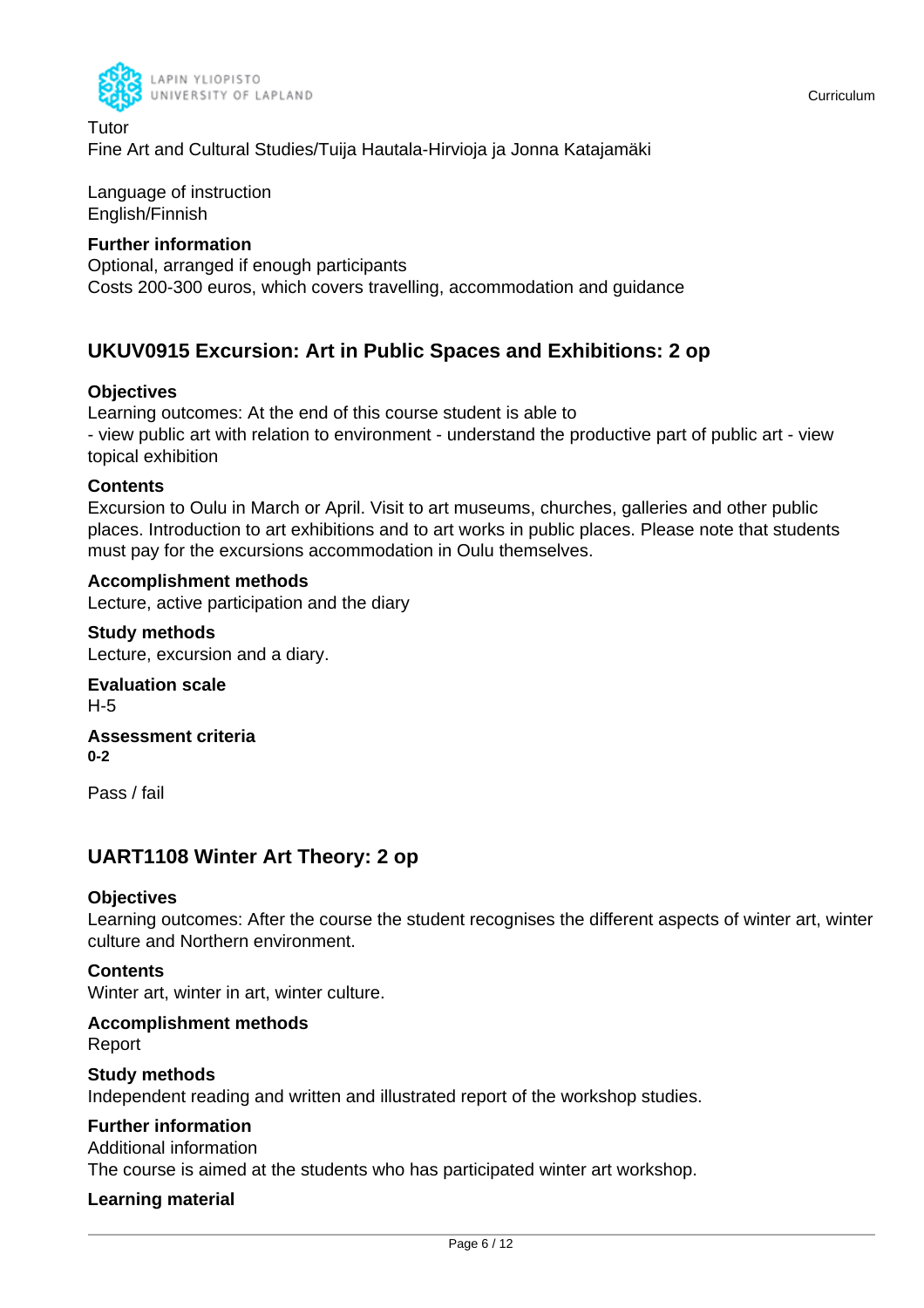Tutor
Fine Art and Cultural Studies/Tuija Hautala-Hirvioja ja Jonna Katajamäki

Language of instruction
English/Finnish

**Further information**
Optional, arranged if enough participants
Costs 200-300 euros, which covers travelling, accommodation and guidance

## UKUV0915 Excursion: Art in Public Spaces and Exhibitions: 2 op

**Objectives**
Learning outcomes: At the end of this course student is able to
- view public art with relation to environment - understand the productive part of public art - view topical exhibition

**Contents**
Excursion to Oulu in March or April. Visit to art museums, churches, galleries and other public places. Introduction to art exhibitions and to art works in public places. Please note that students must pay for the excursions accommodation in Oulu themselves.

**Accomplishment methods**
Lecture, active participation and the diary

**Study methods**
Lecture, excursion and a diary.

**Evaluation scale**
H-5

**Assessment criteria**
**0-2**

Pass / fail

## UART1108 Winter Art Theory: 2 op

**Objectives**
Learning outcomes: After the course the student recognises the different aspects of winter art, winter culture and Northern environment.

**Contents**
Winter art, winter in art, winter culture.

**Accomplishment methods**
Report

**Study methods**
Independent reading and written and illustrated report of the workshop studies.

**Further information**
Additional information
The course is aimed at the students who has participated winter art workshop.

**Learning material**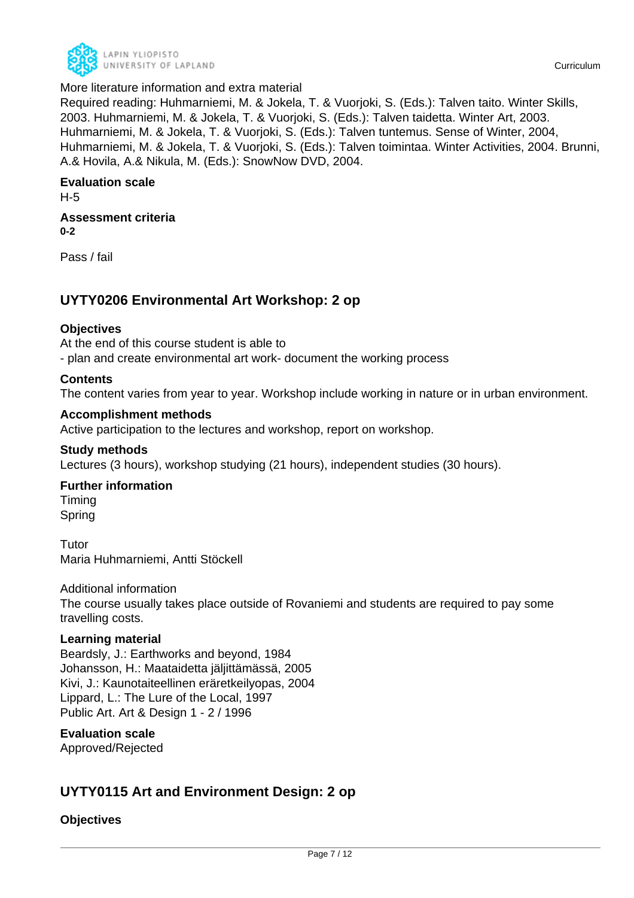More literature information and extra material

Required reading: Huhmarniemi, M. & Jokela, T. & Vuorjoki, S. (Eds.): Talven taito. Winter Skills, 2003. Huhmarniemi, M. & Jokela, T. & Vuorjoki, S. (Eds.): Talven taidetta. Winter Art, 2003. Huhmarniemi, M. & Jokela, T. & Vuorjoki, S. (Eds.): Talven tuntemus. Sense of Winter, 2004, Huhmarniemi, M. & Jokela, T. & Vuorjoki, S. (Eds.): Talven toimintaa. Winter Activities, 2004. Brunni, A.& Hovila, A.& Nikula, M. (Eds.): SnowNow DVD, 2004.

**Evaluation scale**

H-5

**Assessment criteria**

**0-2**

Pass / fail

## UYTY0206 Environmental Art Workshop: 2 op

**Objectives**

At the end of this course student is able to
- plan and create environmental art work- document the working process

**Contents**

The content varies from year to year. Workshop include working in nature or in urban environment.

**Accomplishment methods**

Active participation to the lectures and workshop, report on workshop.

**Study methods**

Lectures (3 hours), workshop studying (21 hours), independent studies (30 hours).

**Further information**

Timing
Spring

Tutor
Maria Huhmarniemi, Antti Stöckell

Additional information
The course usually takes place outside of Rovaniemi and students are required to pay some travelling costs.

**Learning material**

Beardsly, J.: Earthworks and beyond, 1984
Johansson, H.: Maataidetta jäljittämässä, 2005
Kivi, J.: Kaunotaiteellinen eräretkeilyopas, 2004
Lippard, L.: The Lure of the Local, 1997
Public Art. Art & Design 1 - 2 / 1996

**Evaluation scale**

Approved/Rejected

## UYTY0115 Art and Environment Design: 2 op

**Objectives**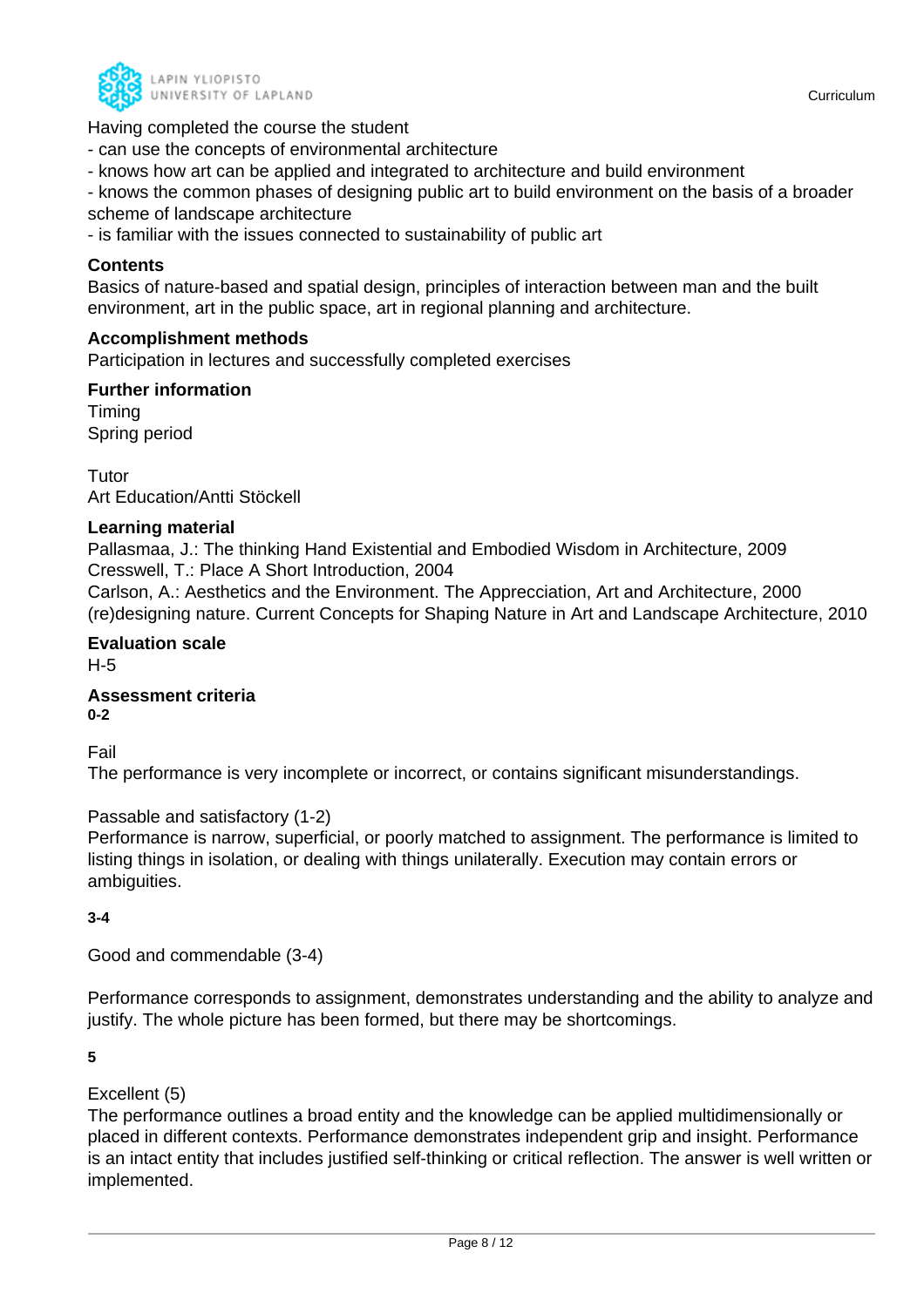Having completed the course the student

- can use the concepts of environmental architecture
- knows how art can be applied and integrated to architecture and build environment
- knows the common phases of designing public art to build environment on the basis of a broader scheme of landscape architecture
- is familiar with the issues connected to sustainability of public art

### Contents

Basics of nature-based and spatial design, principles of interaction between man and the built environment, art in the public space, art in regional planning and architecture.

### Accomplishment methods

Participation in lectures and successfully completed exercises

### Further information

Timing
Spring period

Tutor
Art Education/Antti Stöckell

### Learning material

Pallasmaa, J.: The thinking Hand Existential and Embodied Wisdom in Architecture, 2009
Cresswell, T.: Place A Short Introduction, 2004
Carlson, A.: Aesthetics and the Environment. The Apprecciation, Art and Architecture, 2000
(re)designing nature. Current Concepts for Shaping Nature in Art and Landscape Architecture, 2010

### Evaluation scale

H-5

### Assessment criteria

**0-2**

Fail
The performance is very incomplete or incorrect, or contains significant misunderstandings.

Passable and satisfactory (1-2)
Performance is narrow, superficial, or poorly matched to assignment. The performance is limited to listing things in isolation, or dealing with things unilaterally. Execution may contain errors or ambiguities.

**3-4**

Good and commendable (3-4)

Performance corresponds to assignment, demonstrates understanding and the ability to analyze and justify. The whole picture has been formed, but there may be shortcomings.

**5**

Excellent (5)
The performance outlines a broad entity and the knowledge can be applied multidimensionally or placed in different contexts. Performance demonstrates independent grip and insight. Performance is an intact entity that includes justified self-thinking or critical reflection. The answer is well written or implemented.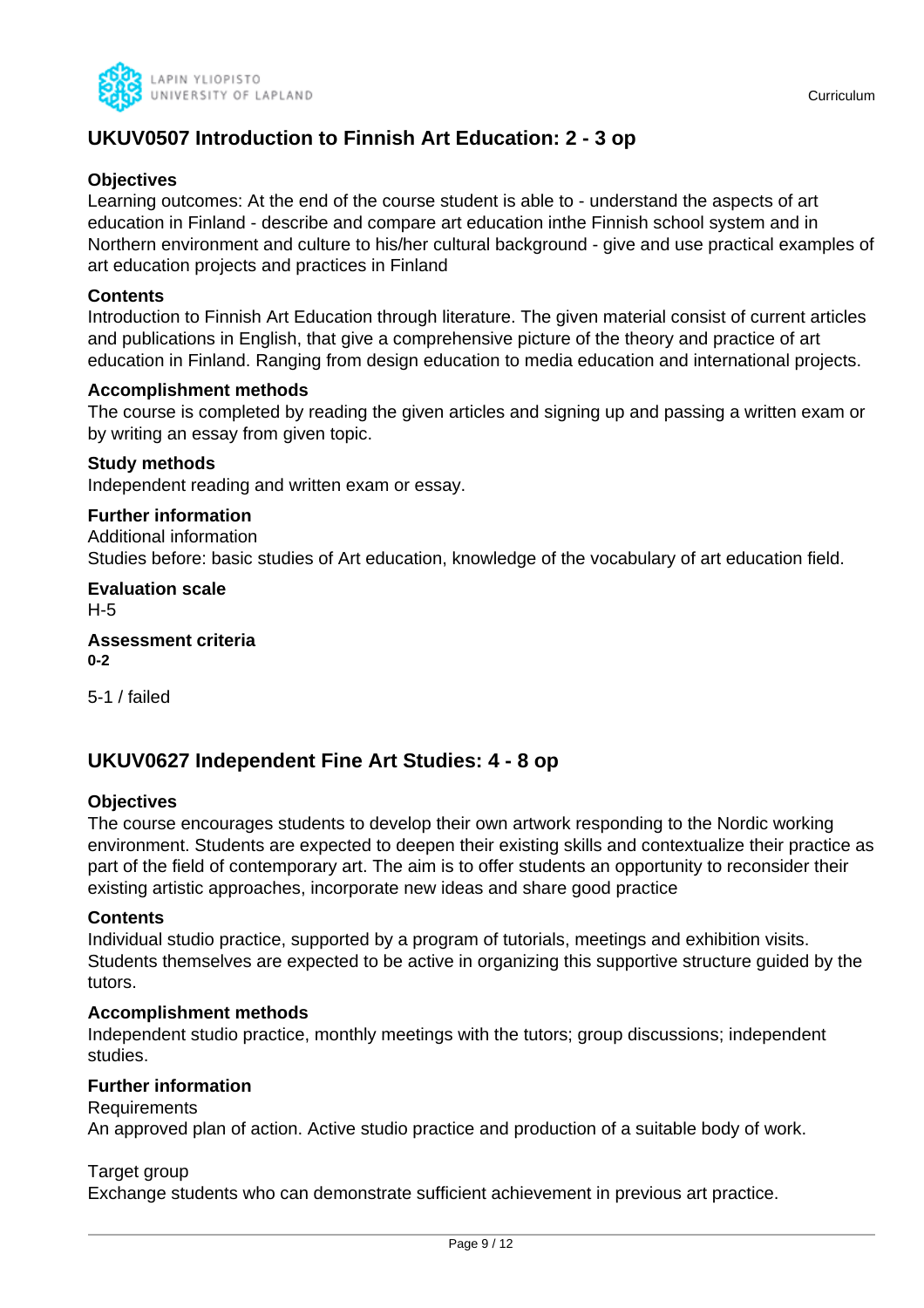## UKUV0507 Introduction to Finnish Art Education: 2 - 3 op

### Objectives

Learning outcomes: At the end of the course student is able to - understand the aspects of art education in Finland - describe and compare art education inthe Finnish school system and in Northern environment and culture to his/her cultural background - give and use practical examples of art education projects and practices in Finland

### Contents

Introduction to Finnish Art Education through literature. The given material consist of current articles and publications in English, that give a comprehensive picture of the theory and practice of art education in Finland. Ranging from design education to media education and international projects.

### Accomplishment methods

The course is completed by reading the given articles and signing up and passing a written exam or by writing an essay from given topic.

### Study methods

Independent reading and written exam or essay.

### Further information

Additional information
Studies before: basic studies of Art education, knowledge of the vocabulary of art education field.

### Evaluation scale

H-5

### Assessment criteria

**0-2**

5-1 / failed

## UKUV0627 Independent Fine Art Studies: 4 - 8 op

### Objectives

The course encourages students to develop their own artwork responding to the Nordic working environment. Students are expected to deepen their existing skills and contextualize their practice as part of the field of contemporary art. The aim is to offer students an opportunity to reconsider their existing artistic approaches, incorporate new ideas and share good practice

### Contents

Individual studio practice, supported by a program of tutorials, meetings and exhibition visits. Students themselves are expected to be active in organizing this supportive structure guided by the tutors.

### Accomplishment methods

Independent studio practice, monthly meetings with the tutors; group discussions; independent studies.

### Further information

Requirements
An approved plan of action. Active studio practice and production of a suitable body of work.

Target group
Exchange students who can demonstrate sufficient achievement in previous art practice.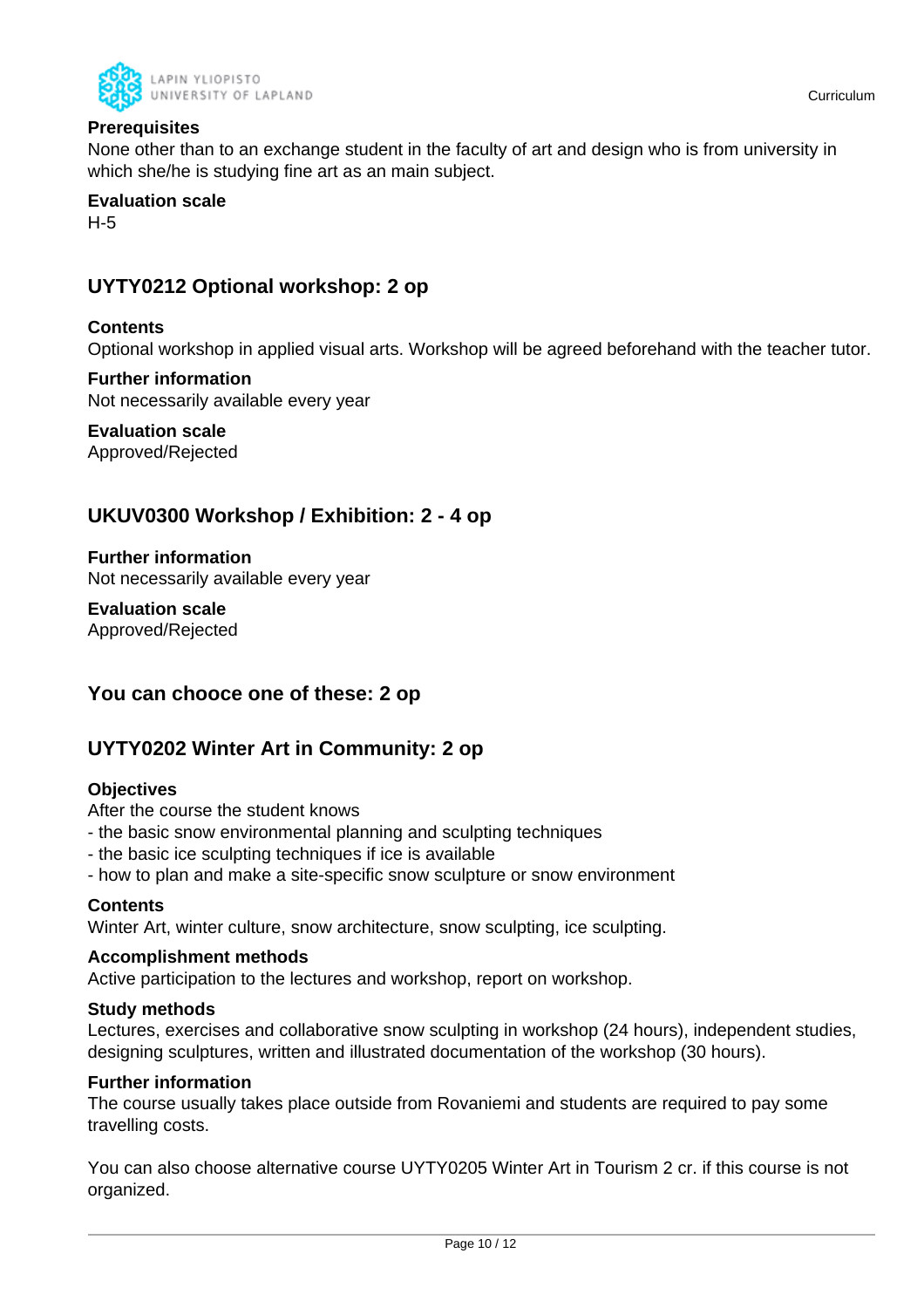**Prerequisites**

None other than to an exchange student in the faculty of art and design who is from university in which she/he is studying fine art as an main subject.

**Evaluation scale**

H-5

## UYTY0212 Optional workshop: 2 op

**Contents**

Optional workshop in applied visual arts. Workshop will be agreed beforehand with the teacher tutor.

**Further information**

Not necessarily available every year

**Evaluation scale**

Approved/Rejected

## UKUV0300 Workshop / Exhibition: 2 - 4 op

**Further information**

Not necessarily available every year

**Evaluation scale**

Approved/Rejected

## You can chooce one of these: 2 op

## UYTY0202 Winter Art in Community: 2 op

**Objectives**

After the course the student knows
- the basic snow environmental planning and sculpting techniques
- the basic ice sculpting techniques if ice is available
- how to plan and make a site-specific snow sculpture or snow environment

**Contents**

Winter Art, winter culture, snow architecture, snow sculpting, ice sculpting.

**Accomplishment methods**

Active participation to the lectures and workshop, report on workshop.

**Study methods**

Lectures, exercises and collaborative snow sculpting in workshop (24 hours), independent studies, designing sculptures, written and illustrated documentation of the workshop (30 hours).

**Further information**

The course usually takes place outside from Rovaniemi and students are required to pay some travelling costs.

You can also choose alternative course UYTY0205 Winter Art in Tourism 2 cr. if this course is not organized.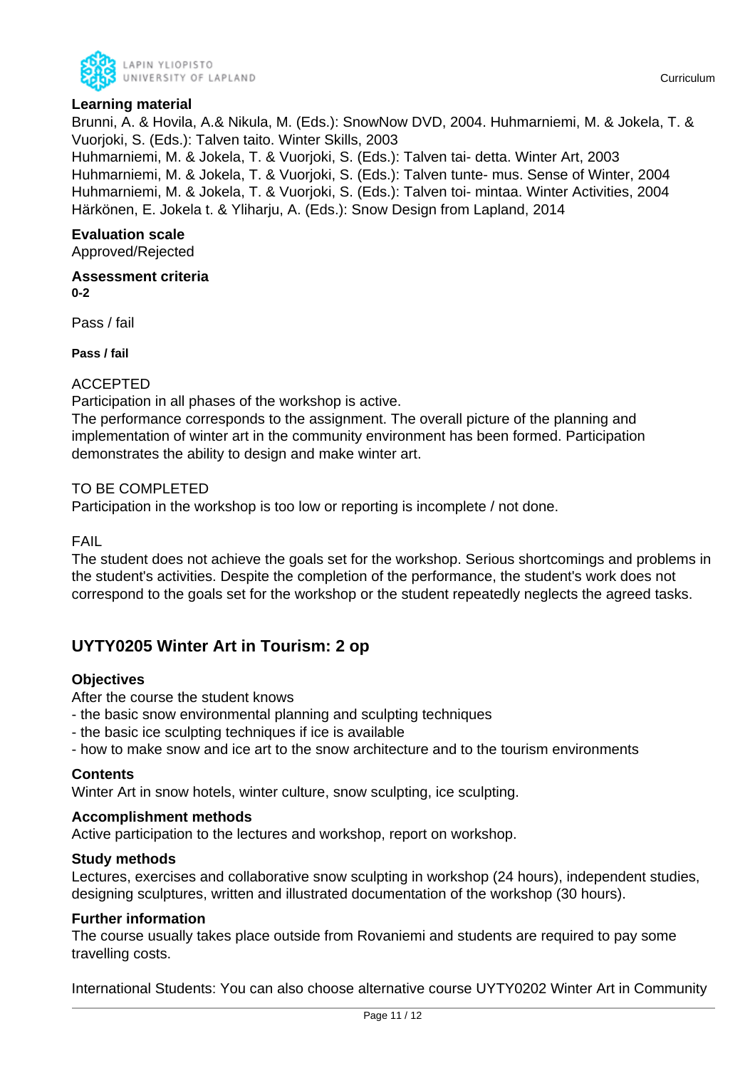**Learning material**

Brunni, A. & Hovila, A.& Nikula, M. (Eds.): SnowNow DVD, 2004. Huhmarniemi, M. & Jokela, T. & Vuorjoki, S. (Eds.): Talven taito. Winter Skills, 2003
Huhmarniemi, M. & Jokela, T. & Vuorjoki, S. (Eds.): Talven tai- detta. Winter Art, 2003
Huhmarniemi, M. & Jokela, T. & Vuorjoki, S. (Eds.): Talven tunte- mus. Sense of Winter, 2004
Huhmarniemi, M. & Jokela, T. & Vuorjoki, S. (Eds.): Talven toi- mintaa. Winter Activities, 2004
Härkönen, E. Jokela t. & Yliharju, A. (Eds.): Snow Design from Lapland, 2014

**Evaluation scale**

Approved/Rejected

**Assessment criteria**

**0-2**

Pass / fail

**Pass / fail**

ACCEPTED
Participation in all phases of the workshop is active.
The performance corresponds to the assignment. The overall picture of the planning and implementation of winter art in the community environment has been formed. Participation demonstrates the ability to design and make winter art.

TO BE COMPLETED
Participation in the workshop is too low or reporting is incomplete / not done.

FAIL
The student does not achieve the goals set for the workshop. Serious shortcomings and problems in the student's activities. Despite the completion of the performance, the student's work does not correspond to the goals set for the workshop or the student repeatedly neglects the agreed tasks.

## UYTY0205 Winter Art in Tourism: 2 op

**Objectives**

After the course the student knows
- the basic snow environmental planning and sculpting techniques
- the basic ice sculpting techniques if ice is available
- how to make snow and ice art to the snow architecture and to the tourism environments

**Contents**

Winter Art in snow hotels, winter culture, snow sculpting, ice sculpting.

**Accomplishment methods**

Active participation to the lectures and workshop, report on workshop.

**Study methods**

Lectures, exercises and collaborative snow sculpting in workshop (24 hours), independent studies, designing sculptures, written and illustrated documentation of the workshop (30 hours).

**Further information**

The course usually takes place outside from Rovaniemi and students are required to pay some travelling costs.

International Students: You can also choose alternative course UYTY0202 Winter Art in Community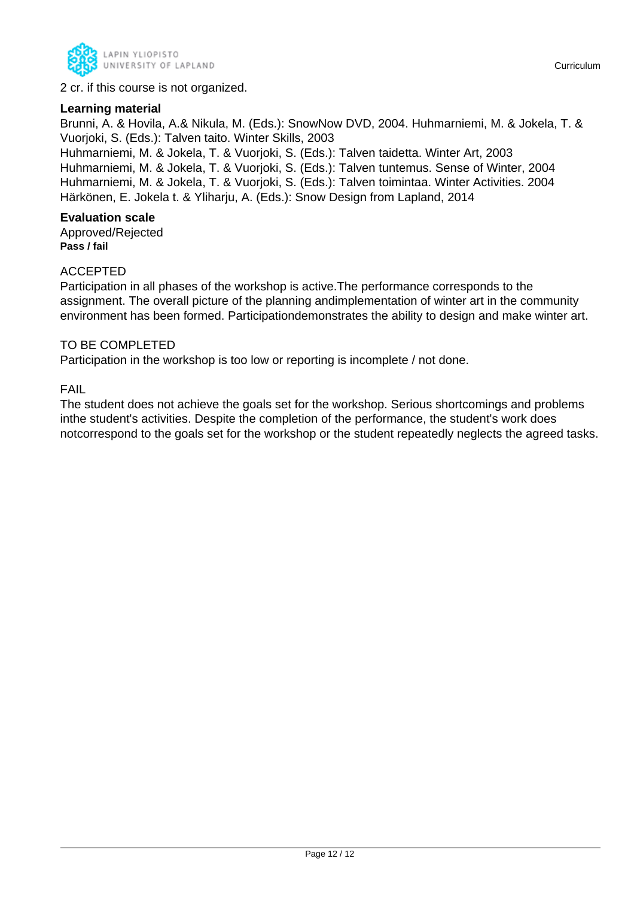2 cr. if this course is not organized.

**Learning material**

Brunni, A. & Hovila, A.& Nikula, M. (Eds.): SnowNow DVD, 2004. Huhmarniemi, M. & Jokela, T. & Vuorjoki, S. (Eds.): Talven taito. Winter Skills, 2003
Huhmarniemi, M. & Jokela, T. & Vuorjoki, S. (Eds.): Talven taidetta. Winter Art, 2003
Huhmarniemi, M. & Jokela, T. & Vuorjoki, S. (Eds.): Talven tuntemus. Sense of Winter, 2004
Huhmarniemi, M. & Jokela, T. & Vuorjoki, S. (Eds.): Talven toimintaa. Winter Activities. 2004
Härkönen, E. Jokela t. & Yliharju, A. (Eds.): Snow Design from Lapland, 2014

**Evaluation scale**

Approved/Rejected
**Pass / fail**

ACCEPTED
Participation in all phases of the workshop is active.The performance corresponds to the assignment. The overall picture of the planning andimplementation of winter art in the community environment has been formed. Participationdemonstrates the ability to design and make winter art.

TO BE COMPLETED
Participation in the workshop is too low or reporting is incomplete / not done.

FAIL
The student does not achieve the goals set for the workshop. Serious shortcomings and problems inthe student's activities. Despite the completion of the performance, the student's work does notcorrespond to the goals set for the workshop or the student repeatedly neglects the agreed tasks.